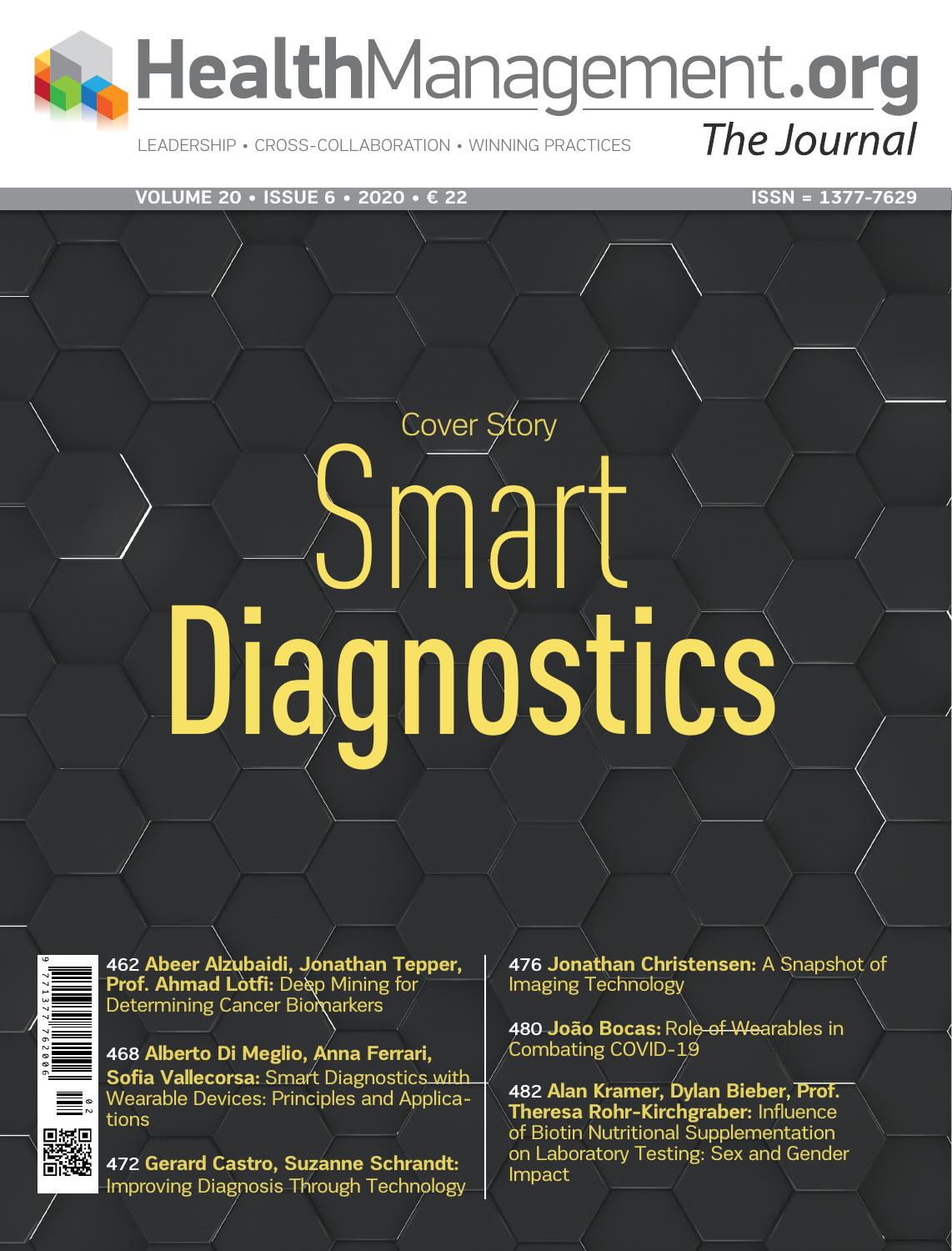# HealthManagement.org

## The Journal

LEADERSHIP • CROSS-COLLABORATION • WINNING PRACTICES

VOLUME 20 • ISSUE 6 • 2020 • € 22

ISSN = 1377-7629

Cover Story

# Smart Diagnostics

462 **Abeer Alzubaidi, Jonathan Tepper, Prof. Ahmad Lotfi:** Deep Mining for Determining Cancer Biomarkers

468 **Alberto Di Meglio, Anna Ferrari, Sofia Vallecorsa:** Smart Diagnostics with Wearable Devices: Principles and Applications

472 **Gerard Castro, Suzanne Schrandt:** Improving Diagnosis Through Technology

476 **Jonathan Christensen:** A Snapshot of Imaging Technology

480 **João Bocas:** Role of Wearables in Combating COVID-19

482 **Alan Kramer, Dylan Bieber, Prof. Theresa Rohr-Kirchgraber:** Influence of Biotin Nutritional Supplementation on Laboratory Testing: Sex and Gender Impact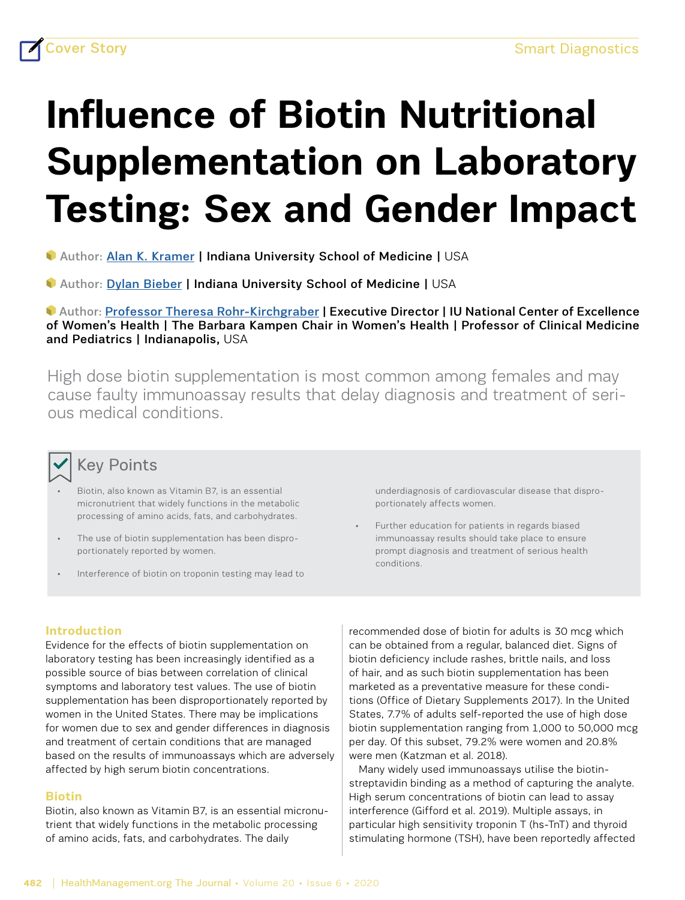Cover Story

Smart Diagnostics

# Influence of Biotin Nutritional Supplementation on Laboratory Testing: Sex and Gender Impact

Author: Alan K. Kramer | Indiana University School of Medicine | USA

Author: Dylan Bieber | Indiana University School of Medicine | USA

Author: Professor Theresa Rohr-Kirchgraber | Executive Director | IU National Center of Excellence of Women's Health | The Barbara Kampen Chair in Women's Health | Professor of Clinical Medicine and Pediatrics | Indianapolis, USA

High dose biotin supplementation is most common among females and may cause faulty immunoassay results that delay diagnosis and treatment of serious medical conditions.

## Key Points

- Biotin, also known as Vitamin B7, is an essential micronutrient that widely functions in the metabolic processing of amino acids, fats, and carbohydrates.
- The use of biotin supplementation has been disproportionately reported by women.
- Interference of biotin on troponin testing may lead to underdiagnosis of cardiovascular disease that disproportionately affects women.
- Further education for patients in regards biased immunoassay results should take place to ensure prompt diagnosis and treatment of serious health conditions.

## Introduction

Evidence for the effects of biotin supplementation on laboratory testing has been increasingly identified as a possible source of bias between correlation of clinical symptoms and laboratory test values. The use of biotin supplementation has been disproportionately reported by women in the United States. There may be implications for women due to sex and gender differences in diagnosis and treatment of certain conditions that are managed based on the results of immunoassays which are adversely affected by high serum biotin concentrations.

## Biotin

Biotin, also known as Vitamin B7, is an essential micronutrient that widely functions in the metabolic processing of amino acids, fats, and carbohydrates. The daily recommended dose of biotin for adults is 30 mcg which can be obtained from a regular, balanced diet. Signs of biotin deficiency include rashes, brittle nails, and loss of hair, and as such biotin supplementation has been marketed as a preventative measure for these conditions (Office of Dietary Supplements 2017). In the United States, 7.7% of adults self-reported the use of high dose biotin supplementation ranging from 1,000 to 50,000 mcg per day. Of this subset, 79.2% were women and 20.8% were men (Katzman et al. 2018).

Many widely used immunoassays utilise the biotin-streptavidin binding as a method of capturing the analyte. High serum concentrations of biotin can lead to assay interference (Gifford et al. 2019). Multiple assays, in particular high sensitivity troponin T (hs-TnT) and thyroid stimulating hormone (TSH), have been reportedly affected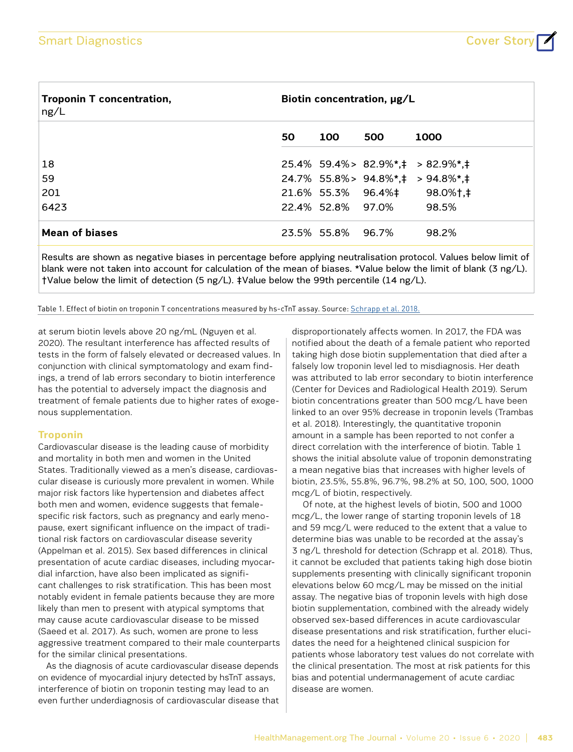| Troponin T concentration, ng/L | Biotin concentration, μg/L | | | |
|---|---|---|---|---|
| | 50 | 100 | 500 | 1000 |
| 18 | 25.4% | 59.4% | > 82.9%*,‡ | > 82.9%*,‡ |
| 59 | 24.7% | 55.8% | > 94.8%*,‡ | > 94.8%*,‡ |
| 201 | 21.6% | 55.3% | 96.4%‡ | 98.0%†,‡ |
| 6423 | 22.4% | 52.8% | 97.0% | 98.5% |
| **Mean of biases** | 23.5% | 55.8% | 96.7% | 98.2% |

Results are shown as negative biases in percentage before applying neutralisation protocol. Values below limit of blank were not taken into account for calculation of the mean of biases. *Value below the limit of blank (3 ng/L). †Value below the limit of detection (5 ng/L). ‡Value below the 99th percentile (14 ng/L).

Table 1. Effect of biotin on troponin T concentrations measured by hs-cTnT assay. Source: Schrapp et al. 2018.

at serum biotin levels above 20 ng/mL (Nguyen et al. 2020). The resultant interference has affected results of tests in the form of falsely elevated or decreased values. In conjunction with clinical symptomatology and exam findings, a trend of lab errors secondary to biotin interference has the potential to adversely impact the diagnosis and treatment of female patients due to higher rates of exogenous supplementation.

## Troponin

Cardiovascular disease is the leading cause of morbidity and mortality in both men and women in the United States. Traditionally viewed as a men's disease, cardiovascular disease is curiously more prevalent in women. While major risk factors like hypertension and diabetes affect both men and women, evidence suggests that female-specific risk factors, such as pregnancy and early menopause, exert significant influence on the impact of traditional risk factors on cardiovascular disease severity (Appelman et al. 2015). Sex based differences in clinical presentation of acute cardiac diseases, including myocardial infarction, have also been implicated as significant challenges to risk stratification. This has been most notably evident in female patients because they are more likely than men to present with atypical symptoms that may cause acute cardiovascular disease to be missed (Saeed et al. 2017). As such, women are prone to less aggressive treatment compared to their male counterparts for the similar clinical presentations.

As the diagnosis of acute cardiovascular disease depends on evidence of myocardial injury detected by hsTnT assays, interference of biotin on troponin testing may lead to an even further underdiagnosis of cardiovascular disease that disproportionately affects women. In 2017, the FDA was notified about the death of a female patient who reported taking high dose biotin supplementation that died after a falsely low troponin level led to misdiagnosis. Her death was attributed to lab error secondary to biotin interference (Center for Devices and Radiological Health 2019). Serum biotin concentrations greater than 500 mcg/L have been linked to an over 95% decrease in troponin levels (Trambas et al. 2018). Interestingly, the quantitative troponin amount in a sample has been reported to not confer a direct correlation with the interference of biotin. Table 1 shows the initial absolute value of troponin demonstrating a mean negative bias that increases with higher levels of biotin, 23.5%, 55.8%, 96.7%, 98.2% at 50, 100, 500, 1000 mcg/L of biotin, respectively.

Of note, at the highest levels of biotin, 500 and 1000 mcg/L, the lower range of starting troponin levels of 18 and 59 mcg/L were reduced to the extent that a value to determine bias was unable to be recorded at the assay's 3 ng/L threshold for detection (Schrapp et al. 2018). Thus, it cannot be excluded that patients taking high dose biotin supplements presenting with clinically significant troponin elevations below 60 mcg/L may be missed on the initial assay. The negative bias of troponin levels with high dose biotin supplementation, combined with the already widely observed sex-based differences in acute cardiovascular disease presentations and risk stratification, further elucidates the need for a heightened clinical suspicion for patients whose laboratory test values do not correlate with the clinical presentation. The most at risk patients for this bias and potential undermanagement of acute cardiac disease are women.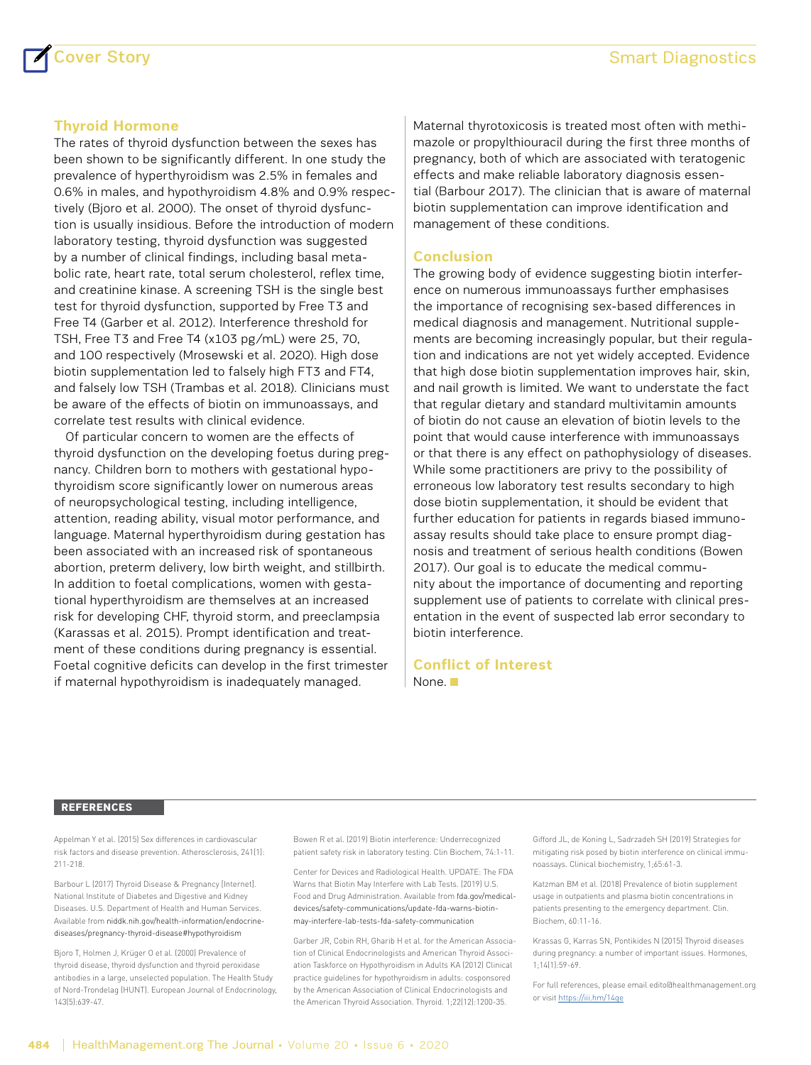### Thyroid Hormone

The rates of thyroid dysfunction between the sexes has been shown to be significantly different. In one study the prevalence of hyperthyroidism was 2.5% in females and 0.6% in males, and hypothyroidism 4.8% and 0.9% respectively (Bjoro et al. 2000). The onset of thyroid dysfunction is usually insidious. Before the introduction of modern laboratory testing, thyroid dysfunction was suggested by a number of clinical findings, including basal metabolic rate, heart rate, total serum cholesterol, reflex time, and creatinine kase. A screening TSH is the single best test for thyroid dysfunction, supported by Free T3 and Free T4 (Garber et al. 2012). Interference threshold for TSH, Free T3 and Free T4 (x103 pg/mL) were 25, 70, and 100 respectively (Mrosewski et al. 2020). High dose biotin supplementation led to falsely high FT3 and FT4, and falsely low TSH (Trambas et al. 2018). Clinicians must be aware of the effects of biotin on immunoassays, and correlate test results with clinical evidence.

Of particular concern to women are the effects of thyroid dysfunction on the developing foetus during pregnancy. Children born to mothers with gestational hypothyroidism score significantly lower on numerous areas of neuropsychological testing, including intelligence, attention, reading ability, visual motor performance, and language. Maternal hyperthyroidism during gestation has been associated with an increased risk of spontaneous abortion, preterm delivery, low birth weight, and stillbirth. In addition to foetal complications, women with gestational hyperthyroidism are themselves at an increased risk for developing CHF, thyroid storm, and preeclampsia (Karassas et al. 2015). Prompt identification and treatment of these conditions during pregnancy is essential. Foetal cognitive deficits can develop in the first trimester if maternal hypothyroidism is inadequately managed.

Maternal thyrotoxicosis is treated most often with methimazole or propylthiouracil during the first three months of pregnancy, both of which are associated with teratogenic effects and make reliable laboratory diagnosis essential (Barbour 2017). The clinician that is aware of maternal biotin supplementation can improve identification and management of these conditions.

### Conclusion

The growing body of evidence suggesting biotin interference on numerous immunoassays further emphasises the importance of recognising sex-based differences in medical diagnosis and management. Nutritional supplements are becoming increasingly popular, but their regulation and indications are not yet widely accepted. Evidence that high dose biotin supplementation improves hair, skin, and nail growth is limited. We want to understate the fact that regular dietary and standard multivitamin amounts of biotin do not cause an elevation of biotin levels to the point that would cause interference with immunoassays or that there is any effect on pathophysiology of diseases. While some practitioners are privy to the possibility of erroneous low laboratory test results secondary to high dose biotin supplementation, it should be evident that further education for patients in regards biased immunoassay results should take place to ensure prompt diagnosis and treatment of serious health conditions (Bowen 2017). Our goal is to educate the medical community about the importance of documenting and reporting supplement use of patients to correlate with clinical presentation in the event of suspected lab error secondary to biotin interference.

### Conflict of Interest

None.

### REFERENCES

Appelman Y et al. (2015) Sex differences in cardiovascular risk factors and disease prevention. Atherosclerosis, 241(1): 211-218.

Barbour L (2017) Thyroid Disease & Pregnancy [Internet]. National Institute of Diabetes and Digestive and Kidney Diseases. U.S. Department of Health and Human Services. Available from niddk.nih.gov/health-information/endocrine-diseases/pregnancy-thyroid-disease#hypothyroidism

Bjoro T, Holmen J, Krüger O et al. (2000) Prevalence of thyroid disease, thyroid dysfunction and thyroid peroxidase antibodies in a large, unselected population. The Health Study of Nord-Trondelag (HUNT). European Journal of Endocrinology, 143(5):639-47.

Bowen R et al. (2019) Biotin interference: Underrecognized patient safety risk in laboratory testing. Clin Biochem, 74:1-11.

Center for Devices and Radiological Health. UPDATE: The FDA Warns that Biotin May Interfere with Lab Tests. (2019) U.S. Food and Drug Administration. Available from fda.gov/medical-devices/safety-communications/update-fda-warns-biotin-may-interfere-lab-tests-fda-safety-communication

Garber JR, Cobin RH, Gharib H et al. for the American Association of Clinical Endocrinologists and American Thyroid Association Taskforce on Hypothyroidism in Adults KA (2012) Clinical practice guidelines for hypothyroidism in adults: cosponsored by the American Association of Clinical Endocrinologists and the American Thyroid Association. Thyroid. 1;22(12):1200-35.

Gifford JL, de Koning L, Sadrzadeh SH (2019) Strategies for mitigating risk posed by biotin interference on clinical immunoassays. Clinical biochemistry, 1;65:61-3.

Katzman BM et al. (2018) Prevalence of biotin supplement usage in outpatients and plasma biotin concentrations in patients presenting to the emergency department. Clin. Biochem, 60:11-16.

Krassas G, Karras SN, Pontikides N (2015) Thyroid diseases during pregnancy: a number of important issues. Hormones, 1;14(1):59-69.

For full references, please email edito@healthmanagement.org or visit https://iii.hm/14ge